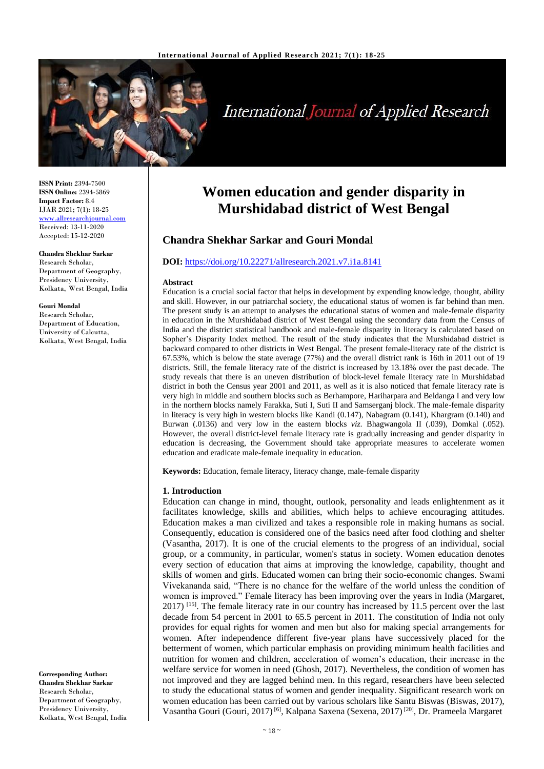**ISSN Print:** 2394-7500
**ISSN Online:** 2394-5869
**Impact Factor:** 8.4
IJAR 2021; 7(1): 18-25
www.allresearchjournal.com
Received: 13-11-2020
Accepted: 15-12-2020

**Chandra Shekhar Sarkar**
Research Scholar,
Department of Geography,
Presidency University,
Kolkata, West Bengal, India

**Gouri Mondal**
Research Scholar,
Department of Education,
University of Calcutta,
Kolkata, West Bengal, India

**Corresponding Author:**
**Chandra Shekhar Sarkar**
Research Scholar,
Department of Geography,
Presidency University,
Kolkata, West Bengal, India

# Women education and gender disparity in Murshidabad district of West Bengal

## Chandra Shekhar Sarkar and Gouri Mondal

**DOI:** https://doi.org/10.22271/allresearch.2021.v7.i1a.8141

### Abstract

Education is a crucial social factor that helps in development by expending knowledge, thought, ability and skill. However, in our patriarchal society, the educational status of women is far behind than men. The present study is an attempt to analyses the educational status of women and male-female disparity in education in the Murshidabad district of West Bengal using the secondary data from the Census of India and the district statistical handbook and male-female disparity in literacy is calculated based on Sopher's Disparity Index method. The result of the study indicates that the Murshidabad district is backward compared to other districts in West Bengal. The present female-literacy rate of the district is 67.53%, which is below the state average (77%) and the overall district rank is 16th in 2011 out of 19 districts. Still, the female literacy rate of the district is increased by 13.18% over the past decade. The study reveals that there is an uneven distribution of block-level female literacy rate in Murshidabad district in both the Census year 2001 and 2011, as well as it is also noticed that female literacy rate is very high in middle and southern blocks such as Berhampore, Hariharpara and Beldanga I and very low in the northern blocks namely Farakka, Suti I, Suti II and Samserganj block. The male-female disparity in literacy is very high in western blocks like Kandi (0.147), Nabagram (0.141), Khargram (0.140) and Burwan (.0136) and very low in the eastern blocks *viz.* Bhagwangola II (.039), Domkal (.052). However, the overall district-level female literacy rate is gradually increasing and gender disparity in education is decreasing, the Government should take appropriate measures to accelerate women education and eradicate male-female inequality in education.

**Keywords:** Education, female literacy, literacy change, male-female disparity

### 1. Introduction

Education can change in mind, thought, outlook, personality and leads enlightenment as it facilitates knowledge, skills and abilities, which helps to achieve encouraging attitudes. Education makes a man civilized and takes a responsible role in making humans as social. Consequently, education is considered one of the basics need after food clothing and shelter (Vasantha, 2017). It is one of the crucial elements to the progress of an individual, social group, or a community, in particular, women's status in society. Women education denotes every section of education that aims at improving the knowledge, capability, thought and skills of women and girls. Educated women can bring their socio-economic changes. Swami Vivekananda said, "There is no chance for the welfare of the world unless the condition of women is improved." Female literacy has been improving over the years in India (Margaret, 2017) [15]. The female literacy rate in our country has increased by 11.5 percent over the last decade from 54 percent in 2001 to 65.5 percent in 2011. The constitution of India not only provides for equal rights for women and men but also for making special arrangements for women. After independence different five-year plans have successively placed for the betterment of women, which particular emphasis on providing minimum health facilities and nutrition for women and children, acceleration of women's education, their increase in the welfare service for women in need (Ghosh, 2017). Nevertheless, the condition of women has not improved and they are lagged behind men. In this regard, researchers have been selected to study the educational status of women and gender inequality. Significant research work on women education has been carried out by various scholars like Santu Biswas (Biswas, 2017), Vasantha Gouri (Gouri, 2017) [6], Kalpana Saxena (Sexena, 2017) [20], Dr. Prameela Margaret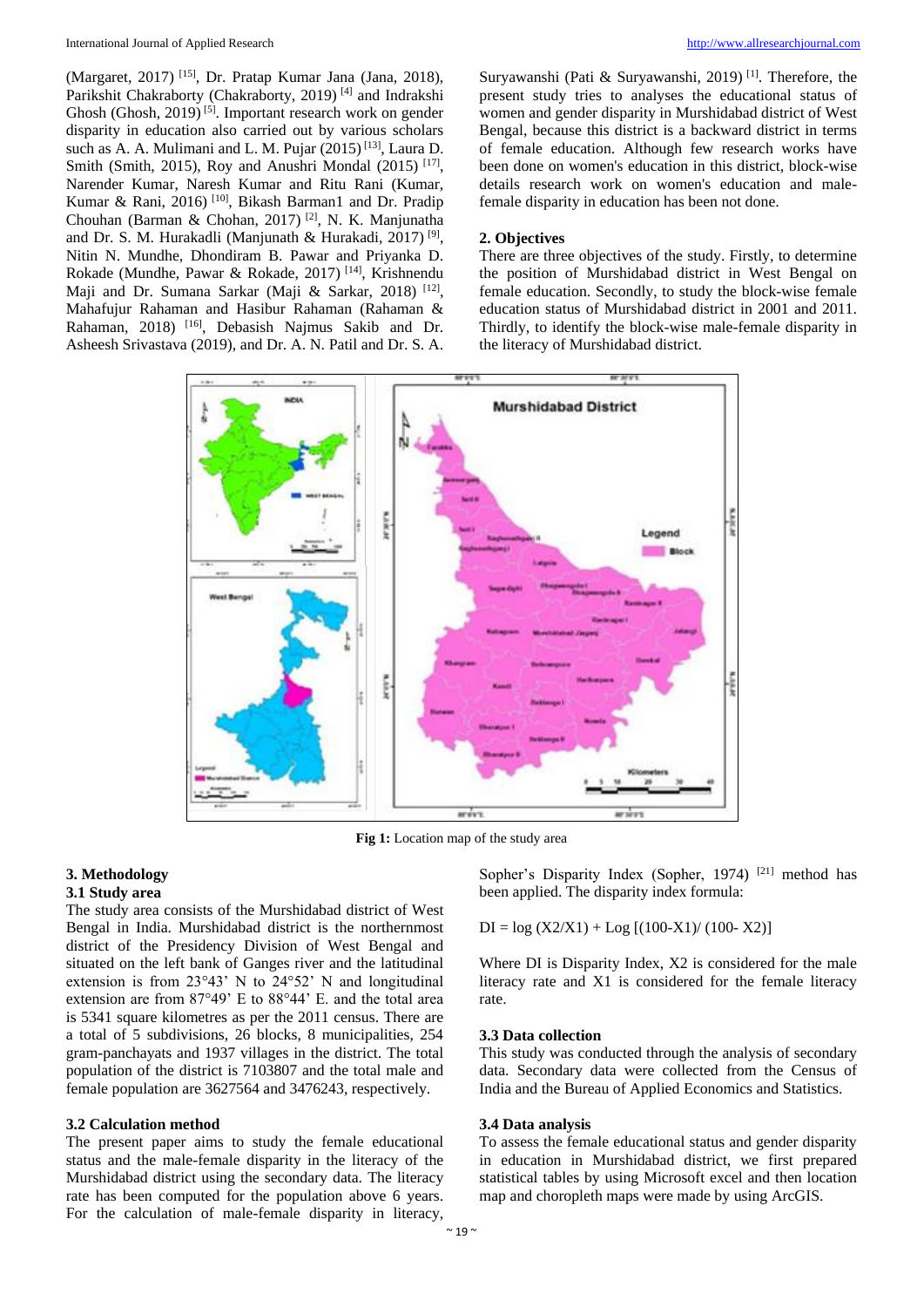(Margaret, 2017) [15], Dr. Pratap Kumar Jana (Jana, 2018), Parikshit Chakraborty (Chakraborty, 2019) [4] and Indrakshi Ghosh (Ghosh, 2019) [5]. Important research work on gender disparity in education also carried out by various scholars such as A. A. Mulimani and L. M. Pujar (2015) [13], Laura D. Smith (Smith, 2015), Roy and Anushri Mondal (2015) [17], Narender Kumar, Naresh Kumar and Ritu Rani (Kumar, Kumar & Rani, 2016) [10], Bikash Barman1 and Dr. Pradip Chouhan (Barman & Chohan, 2017) [2], N. K. Manjunatha and Dr. S. M. Hurakadli (Manjunath & Hurakadi, 2017) [9], Nitin N. Mundhe, Dhondiram B. Pawar and Priyanka D. Rokade (Mundhe, Pawar & Rokade, 2017) [14], Krishnendu Maji and Dr. Sumana Sarkar (Maji & Sarkar, 2018) [12], Mahafujur Rahaman and Hasibur Rahaman (Rahaman & Rahaman, 2018) [16], Debasish Najmus Sakib and Dr. Asheesh Srivastava (2019), and Dr. A. N. Patil and Dr. S. A. Suryawanshi (Pati & Suryawanshi, 2019) [1]. Therefore, the present study tries to analyses the educational status of women and gender disparity in Murshidabad district of West Bengal, because this district is a backward district in terms of female education. Although few research works have been done on women's education in this district, block-wise details research work on women's education and male-female disparity in education has been not done.

## 2. Objectives

There are three objectives of the study. Firstly, to determine the position of Murshidabad district in West Bengal on female education. Secondly, to study the block-wise female education status of Murshidabad district in 2001 and 2011. Thirdly, to identify the block-wise male-female disparity in the literacy of Murshidabad district.

**Fig 1:** Location map of the study area

## 3. Methodology

### 3.1 Study area

The study area consists of the Murshidabad district of West Bengal in India. Murshidabad district is the northernmost district of the Presidency Division of West Bengal and situated on the left bank of Ganges river and the latitudinal extension is from 23°43' N to 24°52' N and longitudinal extension are from 87°49' E to 88°44' E. and the total area is 5341 square kilometres as per the 2011 census. There are a total of 5 subdivisions, 26 blocks, 8 municipalities, 254 gram-panchayats and 1937 villages in the district. The total population of the district is 7103807 and the total male and female population are 3627564 and 3476243, respectively.

### 3.2 Calculation method

The present paper aims to study the female educational status and the male-female disparity in the literacy of the Murshidabad district using the secondary data. The literacy rate has been computed for the population above 6 years. For the calculation of male-female disparity in literacy, Sopher's Disparity Index (Sopher, 1974) [21] method has been applied. The disparity index formula:

$$DI = \log (X2/X1) + \log [(100-X1)/ (100- X2)]$$

Where DI is Disparity Index, X2 is considered for the male literacy rate and X1 is considered for the female literacy rate.

### 3.3 Data collection

This study was conducted through the analysis of secondary data. Secondary data were collected from the Census of India and the Bureau of Applied Economics and Statistics.

### 3.4 Data analysis

To assess the female educational status and gender disparity in education in Murshidabad district, we first prepared statistical tables by using Microsoft excel and then location map and choropleth maps were made by using ArcGIS.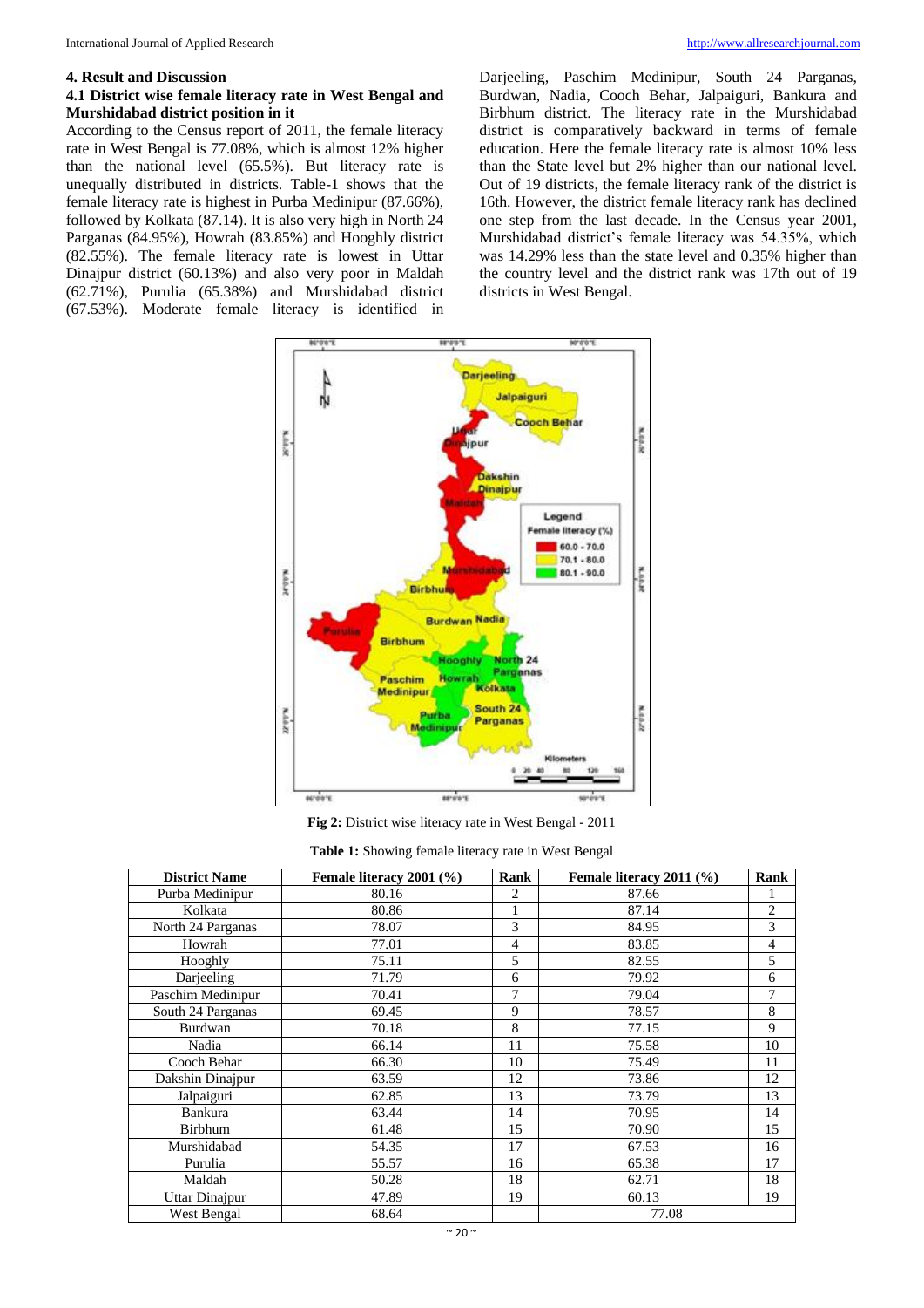## 4. Result and Discussion

### 4.1 District wise female literacy rate in West Bengal and Murshidabad district position in it

According to the Census report of 2011, the female literacy rate in West Bengal is 77.08%, which is almost 12% higher than the national level (65.5%). But literacy rate is unequally distributed in districts. Table-1 shows that the female literacy rate is highest in Purba Medinipur (87.66%), followed by Kolkata (87.14). It is also very high in North 24 Parganas (84.95%), Howrah (83.85%) and Hooghly district (82.55%). The female literacy rate is lowest in Uttar Dinajpur district (60.13%) and also very poor in Maldah (62.71%), Purulia (65.38%) and Murshidabad district (67.53%). Moderate female literacy is identified in Darjeeling, Paschim Medinipur, South 24 Parganas, Burdwan, Nadia, Cooch Behar, Jalpaiguri, Bankura and Birbhum district. The literacy rate in the Murshidabad district is comparatively backward in terms of female education. Here the female literacy rate is almost 10% less than the State level but 2% higher than our national level. Out of 19 districts, the female literacy rank of the district is 16th. However, the district female literacy rank has declined one step from the last decade. In the Census year 2001, Murshidabad district's female literacy was 54.35%, which was 14.29% less than the state level and 0.35% higher than the country level and the district rank was 17th out of 19 districts in West Bengal.

**Fig 2:** District wise literacy rate in West Bengal - 2011

**Table 1:** Showing female literacy rate in West Bengal

| District Name | Female literacy 2001 (%) | Rank | Female literacy 2011 (%) | Rank |
|---|---|---|---|---|
| Purba Medinipur | 80.16 | 2 | 87.66 | 1 |
| Kolkata | 80.86 | 1 | 87.14 | 2 |
| North 24 Parganas | 78.07 | 3 | 84.95 | 3 |
| Howrah | 77.01 | 4 | 83.85 | 4 |
| Hooghly | 75.11 | 5 | 82.55 | 5 |
| Darjeeling | 71.79 | 6 | 79.92 | 6 |
| Paschim Medinipur | 70.41 | 7 | 79.04 | 7 |
| South 24 Parganas | 69.45 | 9 | 78.57 | 8 |
| Burdwan | 70.18 | 8 | 77.15 | 9 |
| Nadia | 66.14 | 11 | 75.58 | 10 |
| Cooch Behar | 66.30 | 10 | 75.49 | 11 |
| Dakshin Dinajpur | 63.59 | 12 | 73.86 | 12 |
| Jalpaiguri | 62.85 | 13 | 73.79 | 13 |
| Bankura | 63.44 | 14 | 70.95 | 14 |
| Birbhum | 61.48 | 15 | 70.90 | 15 |
| Murshidabad | 54.35 | 17 | 67.53 | 16 |
| Purulia | 55.57 | 16 | 65.38 | 17 |
| Maldah | 50.28 | 18 | 62.71 | 18 |
| Uttar Dinajpur | 47.89 | 19 | 60.13 | 19 |
| West Bengal | 68.64 | | 77.08 | |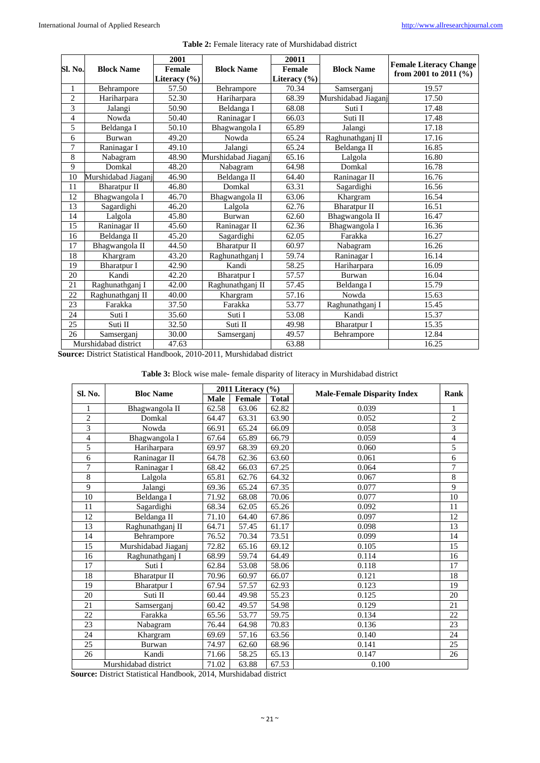**Table 2:** Female literacy rate of Murshidabad district

| Sl. No. | Block Name | 2001 Female Literacy (%) | Block Name | 20011 Female Literacy (%) | Block Name | Female Literacy Change from 2001 to 2011 (%) |
|---|---|---|---|---|---|---|
| 1 | Behrampore | 57.50 | Behrampore | 70.34 | Samserganj | 19.57 |
| 2 | Hariharpara | 52.30 | Hariharpara | 68.39 | Murshidabad Jiaganj | 17.50 |
| 3 | Jalangi | 50.90 | Beldanga I | 68.08 | Suti I | 17.48 |
| 4 | Nowda | 50.40 | Raninagar I | 66.03 | Suti II | 17.48 |
| 5 | Beldanga I | 50.10 | Bhagwangola I | 65.89 | Jalangi | 17.18 |
| 6 | Burwan | 49.20 | Nowda | 65.24 | Raghunathganj II | 17.16 |
| 7 | Raninagar I | 49.10 | Jalangi | 65.24 | Beldanga II | 16.85 |
| 8 | Nabagram | 48.90 | Murshidabad Jiaganj | 65.16 | Lalgola | 16.80 |
| 9 | Domkal | 48.20 | Nabagram | 64.98 | Domkal | 16.78 |
| 10 | Murshidabad Jiaganj | 46.90 | Beldanga II | 64.40 | Raninagar II | 16.76 |
| 11 | Bharatpur II | 46.80 | Domkal | 63.31 | Sagardighi | 16.56 |
| 12 | Bhagwangola I | 46.70 | Bhagwangola II | 63.06 | Khargram | 16.54 |
| 13 | Sagardighi | 46.20 | Lalgola | 62.76 | Bharatpur II | 16.51 |
| 14 | Lalgola | 45.80 | Burwan | 62.60 | Bhagwangola II | 16.47 |
| 15 | Raninagar II | 45.60 | Raninagar II | 62.36 | Bhagwangola I | 16.36 |
| 16 | Beldanga II | 45.20 | Sagardighi | 62.05 | Farakka | 16.27 |
| 17 | Bhagwangola II | 44.50 | Bharatpur II | 60.97 | Nabagram | 16.26 |
| 18 | Khargram | 43.20 | Raghunathganj I | 59.74 | Raninagar I | 16.14 |
| 19 | Bharatpur I | 42.90 | Kandi | 58.25 | Hariharpara | 16.09 |
| 20 | Kandi | 42.20 | Bharatpur I | 57.57 | Burwan | 16.04 |
| 21 | Raghunathganj I | 42.00 | Raghunathganj II | 57.45 | Beldanga I | 15.79 |
| 22 | Raghunathganj II | 40.00 | Khargram | 57.16 | Nowda | 15.63 |
| 23 | Farakka | 37.50 | Farakka | 53.77 | Raghunathganj I | 15.45 |
| 24 | Suti I | 35.60 | Suti I | 53.08 | Kandi | 15.37 |
| 25 | Suti II | 32.50 | Suti II | 49.98 | Bharatpur I | 15.35 |
| 26 | Samserganj | 30.00 | Samserganj | 49.57 | Behrampore | 12.84 |
| Murshidabad district | | 47.63 | | 63.88 | | 16.25 |

**Source:** District Statistical Handbook, 2010-2011, Murshidabad district

**Table 3:** Block wise male- female disparity of literacy in Murshidabad district

| Sl. No. | Bloc Name | 2011 Literacy (%) | | | Male-Female Disparity Index | Rank |
|---|---|---|---|---|---|---|
| | | Male | Female | Total | | |
| 1 | Bhagwangola II | 62.58 | 63.06 | 62.82 | 0.039 | 1 |
| 2 | Domkal | 64.47 | 63.31 | 63.90 | 0.052 | 2 |
| 3 | Nowda | 66.91 | 65.24 | 66.09 | 0.058 | 3 |
| 4 | Bhagwangola I | 67.64 | 65.89 | 66.79 | 0.059 | 4 |
| 5 | Hariharpara | 69.97 | 68.39 | 69.20 | 0.060 | 5 |
| 6 | Raninagar II | 64.78 | 62.36 | 63.60 | 0.061 | 6 |
| 7 | Raninagar I | 68.42 | 66.03 | 67.25 | 0.064 | 7 |
| 8 | Lalgola | 65.81 | 62.76 | 64.32 | 0.067 | 8 |
| 9 | Jalangi | 69.36 | 65.24 | 67.35 | 0.077 | 9 |
| 10 | Beldanga I | 71.92 | 68.08 | 70.06 | 0.077 | 10 |
| 11 | Sagardighi | 68.34 | 62.05 | 65.26 | 0.092 | 11 |
| 12 | Beldanga II | 71.10 | 64.40 | 67.86 | 0.097 | 12 |
| 13 | Raghunathganj II | 64.71 | 57.45 | 61.17 | 0.098 | 13 |
| 14 | Behrampore | 76.52 | 70.34 | 73.51 | 0.099 | 14 |
| 15 | Murshidabad Jiaganj | 72.82 | 65.16 | 69.12 | 0.105 | 15 |
| 16 | Raghunathganj I | 68.99 | 59.74 | 64.49 | 0.114 | 16 |
| 17 | Suti I | 62.84 | 53.08 | 58.06 | 0.118 | 17 |
| 18 | Bharatpur II | 70.96 | 60.97 | 66.07 | 0.121 | 18 |
| 19 | Bharatpur I | 67.94 | 57.57 | 62.93 | 0.123 | 19 |
| 20 | Suti II | 60.44 | 49.98 | 55.23 | 0.125 | 20 |
| 21 | Samserganj | 60.42 | 49.57 | 54.98 | 0.129 | 21 |
| 22 | Farakka | 65.56 | 53.77 | 59.75 | 0.134 | 22 |
| 23 | Nabagram | 76.44 | 64.98 | 70.83 | 0.136 | 23 |
| 24 | Khargram | 69.69 | 57.16 | 63.56 | 0.140 | 24 |
| 25 | Burwan | 74.97 | 62.60 | 68.96 | 0.141 | 25 |
| 26 | Kandi | 71.66 | 58.25 | 65.13 | 0.147 | 26 |
| Murshidabad district | | 71.02 | 63.88 | 67.53 | 0.100 | |

**Source:** District Statistical Handbook, 2014, Murshidabad district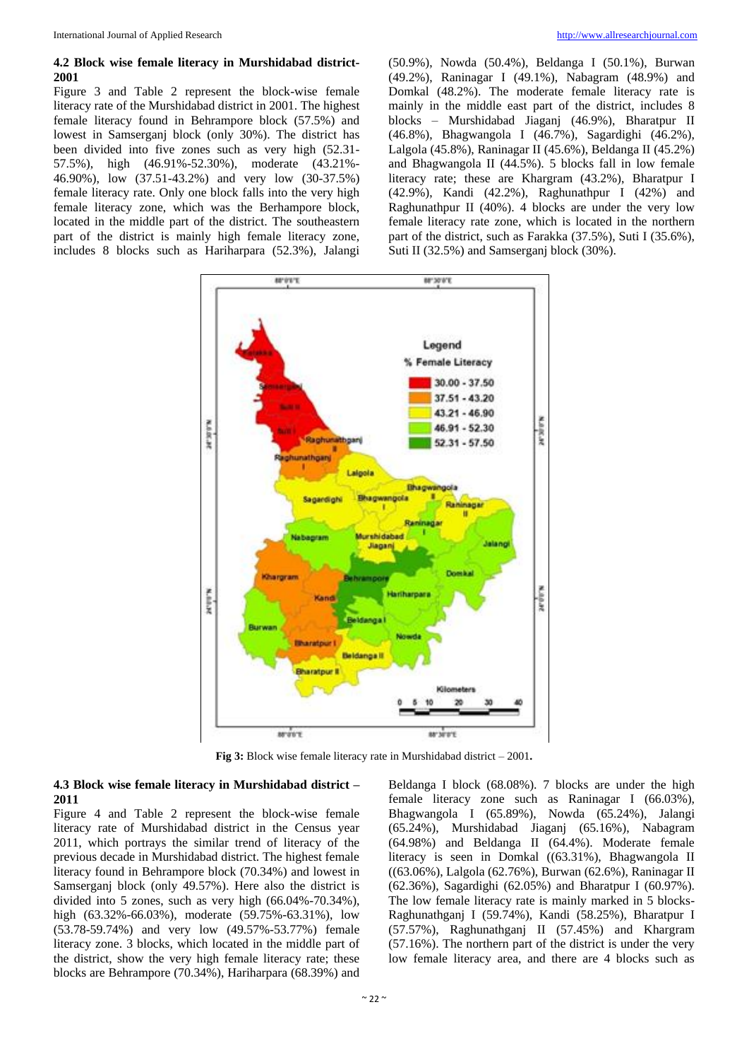### 4.2 Block wise female literacy in Murshidabad district-2001

Figure 3 and Table 2 represent the block-wise female literacy rate of the Murshidabad district in 2001. The highest female literacy found in Behrampore block (57.5%) and lowest in Samserganj block (only 30%). The district has been divided into five zones such as very high (52.31-57.5%), high (46.91%-52.30%), moderate (43.21%-46.90%), low (37.51-43.2%) and very low (30-37.5%) female literacy rate. Only one block falls into the very high female literacy zone, which was the Berhampore block, located in the middle part of the district. The southeastern part of the district is mainly high female literacy zone, includes 8 blocks such as Hariharpara (52.3%), Jalangi (50.9%), Nowda (50.4%), Beldanga I (50.1%), Burwan (49.2%), Raninagar I (49.1%), Nabagram (48.9%) and Domkal (48.2%). The moderate female literacy rate is mainly in the middle east part of the district, includes 8 blocks – Murshidabad Jiaganj (46.9%), Bharatpur II (46.8%), Bhagwangola I (46.7%), Sagardighi (46.2%), Lalgola (45.8%), Raninagar II (45.6%), Beldanga II (45.2%) and Bhagwangola II (44.5%). 5 blocks fall in low female literacy rate; these are Khargram (43.2%), Bharatpur I (42.9%), Kandi (42.2%), Raghunathpur I (42%) and Raghunathpur II (40%). 4 blocks are under the very low female literacy rate zone, which is located in the northern part of the district, such as Farakka (37.5%), Suti I (35.6%), Suti II (32.5%) and Samserganj block (30%).

**Fig 3:** Block wise female literacy rate in Murshidabad district – 2001.

### 4.3 Block wise female literacy in Murshidabad district – 2011

Figure 4 and Table 2 represent the block-wise female literacy rate of Murshidabad district in the Census year 2011, which portrays the similar trend of literacy of the previous decade in Murshidabad district. The highest female literacy found in Behrampore block (70.34%) and lowest in Samserganj block (only 49.57%). Here also the district is divided into 5 zones, such as very high (66.04%-70.34%), high (63.32%-66.03%), moderate (59.75%-63.31%), low (53.78-59.74%) and very low (49.57%-53.77%) female literacy zone. 3 blocks, which located in the middle part of the district, show the very high female literacy rate; these blocks are Behrampore (70.34%), Hariharpara (68.39%) and Beldanga I block (68.08%). 7 blocks are under the high female literacy zone such as Raninagar I (66.03%), Bhagwangola I (65.89%), Nowda (65.24%), Jalangi (65.24%), Murshidabad Jiaganj (65.16%), Nabagram (64.98%) and Beldanga II (64.4%). Moderate female literacy is seen in Domkal ((63.31%), Bhagwangola II ((63.06%), Lalgola (62.76%), Burwan (62.6%), Raninagar II (62.36%), Sagardighi (62.05%) and Bharatpur I (60.97%). The low female literacy rate is mainly marked in 5 blocks- Raghunathganj I (59.74%), Kandi (58.25%), Bharatpur I (57.57%), Raghunathganj II (57.45%) and Khargram (57.16%). The northern part of the district is under the very low female literacy area, and there are 4 blocks such as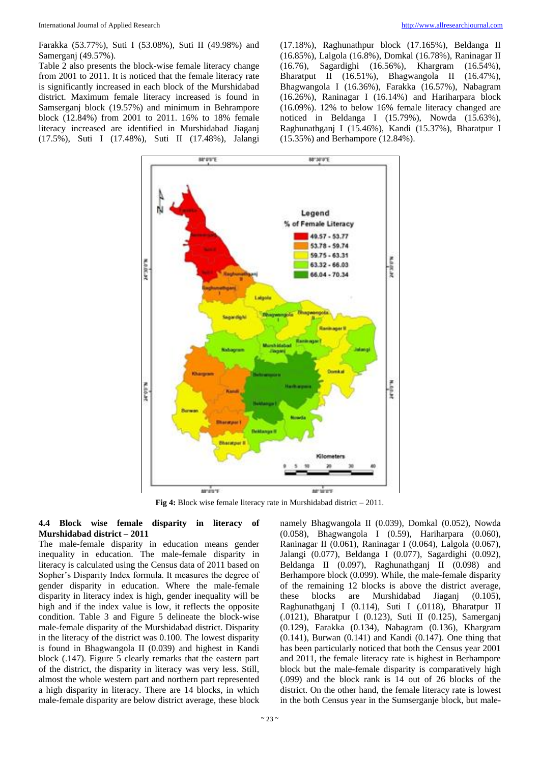Farakka (53.77%), Suti I (53.08%), Suti II (49.98%) and Samerganj (49.57%).

Table 2 also presents the block-wise female literacy change from 2001 to 2011. It is noticed that the female literacy rate is significantly increased in each block of the Murshidabad district. Maximum female literacy increased is found in Samserganj block (19.57%) and minimum in Behrampore block (12.84%) from 2001 to 2011. 16% to 18% female literacy increased are identified in Murshidabad Jiaganj (17.5%), Suti I (17.48%), Suti II (17.48%), Jalangi (17.18%), Raghunathpur block (17.165%), Beldanga II (16.85%), Lalgola (16.8%), Domkal (16.78%), Raninagar II (16.76), Sagardighi (16.56%), Khargram (16.54%), Bharatpur II (16.51%), Bhagwangola II (16.47%), Bhagwangola I (16.36%), Farakka (16.57%), Nabagram (16.26%), Raninagar I (16.14%) and Hariharpara block (16.09%). 12% to below 16% female literacy changed are noticed in Beldanga I (15.79%), Nowda (15.63%), Raghunathganj I (15.46%), Kandi (15.37%), Bharatpur I (15.35%) and Berhampore (12.84%).

**Fig 4:** Block wise female literacy rate in Murshidabad district – 2011.

### 4.4 Block wise female disparity in literacy of Murshidabad district – 2011

The male-female disparity in education means gender inequality in education. The male-female disparity in literacy is calculated using the Census data of 2011 based on Sopher's Disparity Index formula. It measures the degree of gender disparity in education. Where the male-female disparity in literacy index is high, gender inequality will be high and if the index value is low, it reflects the opposite condition. Table 3 and Figure 5 delineate the block-wise male-female disparity of the Murshidabad district. Disparity in the literacy of the district was 0.100. The lowest disparity is found in Bhagwangola II (0.039) and highest in Kandi block (.147). Figure 5 clearly remarks that the eastern part of the district, the disparity in literacy was very less. Still, almost the whole western part and northern part represented a high disparity in literacy. There are 14 blocks, in which male-female disparity are below district average, these block namely Bhagwangola II (0.039), Domkal (0.052), Nowda (0.058), Bhagwangola I (0.59), Hariharpara (0.060), Raninagar II (0.061), Raninagar I (0.064), Lalgola (0.067), Jalangi (0.077), Beldanga I (0.077), Sagardighi (0.092), Beldanga II (0.097), Raghunathganj II (0.098) and Berhampore block (0.099). While, the male-female disparity of the remaining 12 blocks is above the district average, these blocks are Murshidabad Jiaganj (0.105), Raghunathganj I (0.114), Suti I (.0118), Bharatpur II (.0121), Bharatpur I (0.123), Suti II (0.125), Samerganj (0.129), Farakka (0.134), Nabagram (0.136), Khargram (0.141), Burwan (0.141) and Kandi (0.147). One thing that has been particularly noticed that both the Census year 2001 and 2011, the female literacy rate is highest in Berhampore block but the male-female disparity is comparatively high (.099) and the block rank is 14 out of 26 blocks of the district. On the other hand, the female literacy rate is lowest in the both Census year in the Sumserganje block, but male-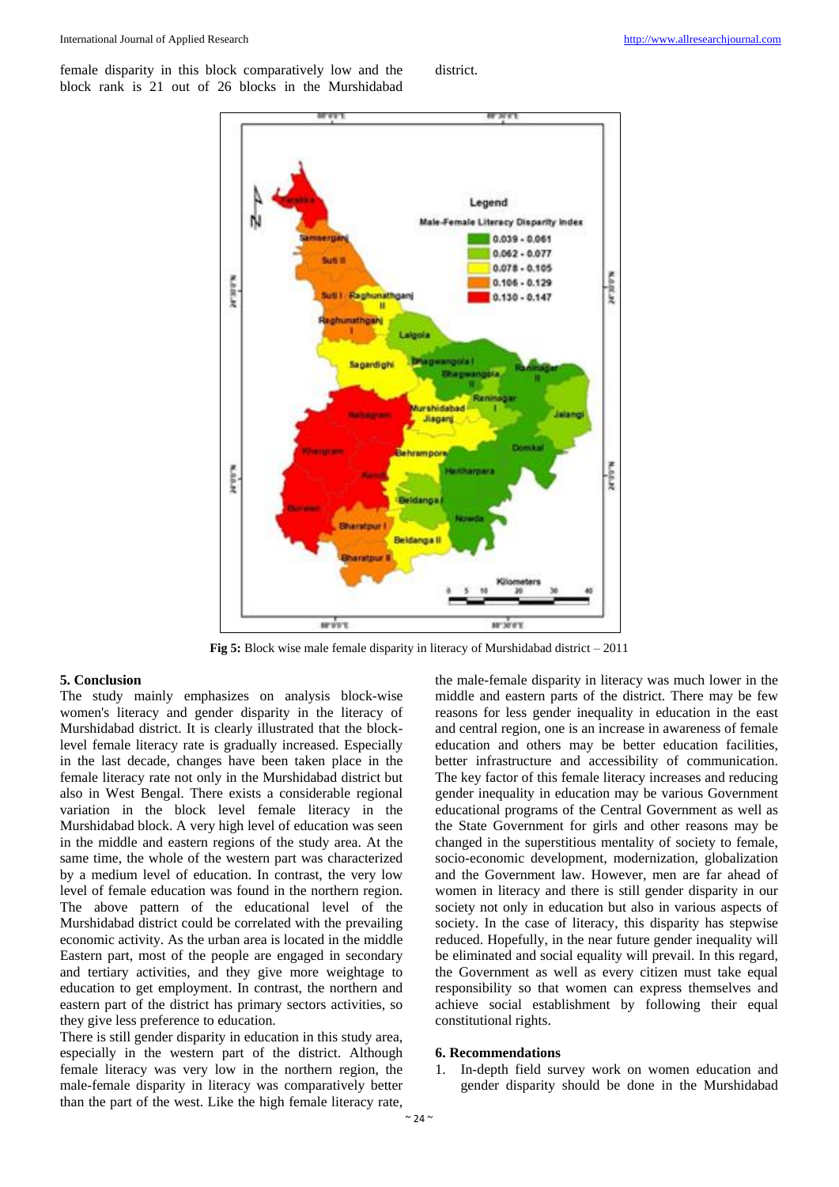female disparity in this block comparatively low and the block rank is 21 out of 26 blocks in the Murshidabad district.

**Fig 5:** Block wise male female disparity in literacy of Murshidabad district – 2011

## 5. Conclusion

The study mainly emphasizes on analysis block-wise women's literacy and gender disparity in the literacy of Murshidabad district. It is clearly illustrated that the block-level female literacy rate is gradually increased. Especially in the last decade, changes have been taken place in the female literacy rate not only in the Murshidabad district but also in West Bengal. There exists a considerable regional variation in the block level female literacy in the Murshidabad block. A very high level of education was seen in the middle and eastern regions of the study area. At the same time, the whole of the western part was characterized by a medium level of education. In contrast, the very low level of female education was found in the northern region. The above pattern of the educational level of the Murshidabad district could be correlated with the prevailing economic activity. As the urban area is located in the middle Eastern part, most of the people are engaged in secondary and tertiary activities, and they give more weightage to education to get employment. In contrast, the northern and eastern part of the district has primary sectors activities, so they give less preference to education.

There is still gender disparity in education in this study area, especially in the western part of the district. Although female literacy was very low in the northern region, the male-female disparity in literacy was comparatively better than the part of the west. Like the high female literacy rate, the male-female disparity in literacy was much lower in the middle and eastern parts of the district. There may be few reasons for less gender inequality in education in the east and central region, one is an increase in awareness of female education and others may be better education facilities, better infrastructure and accessibility of communication. The key factor of this female literacy increases and reducing gender inequality in education may be various Government educational programs of the Central Government as well as the State Government for girls and other reasons may be changed in the superstitious mentality of society to female, socio-economic development, modernization, globalization and the Government law. However, men are far ahead of women in literacy and there is still gender disparity in our society not only in education but also in various aspects of society. In the case of literacy, this disparity has stepwise reduced. Hopefully, in the near future gender inequality will be eliminated and social equality will prevail. In this regard, the Government as well as every citizen must take equal responsibility so that women can express themselves and achieve social establishment by following their equal constitutional rights.

## 6. Recommendations

1. In-depth field survey work on women education and gender disparity should be done in the Murshidabad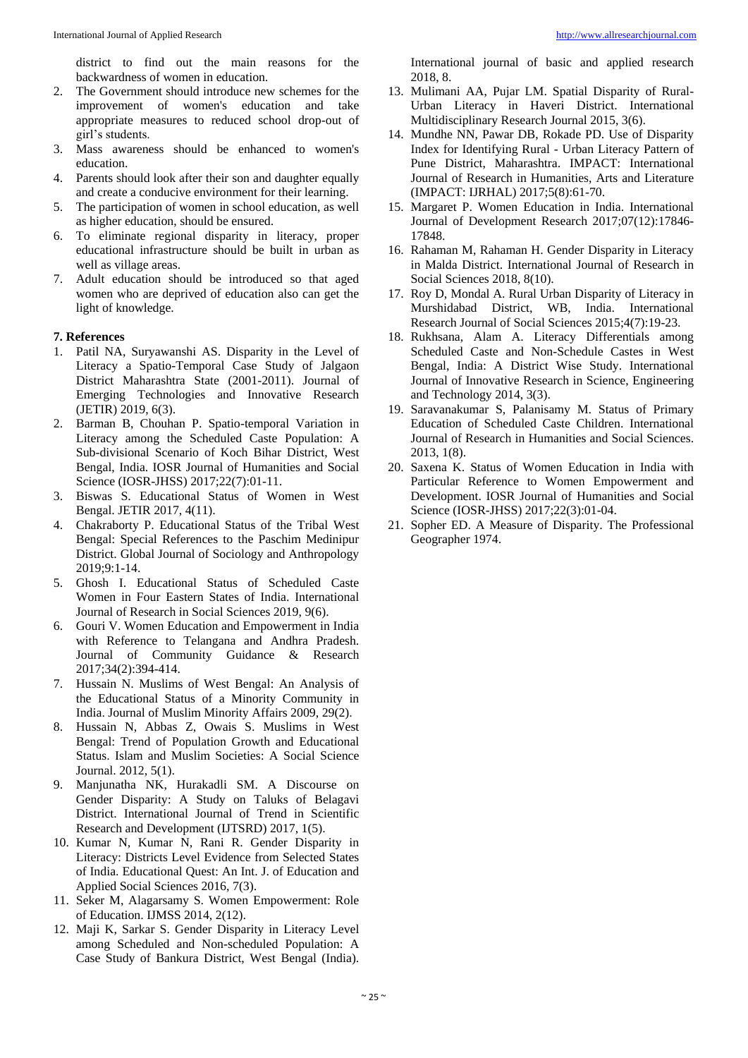district to find out the main reasons for the backwardness of women in education.

2. The Government should introduce new schemes for the improvement of women's education and take appropriate measures to reduced school drop-out of girl's students.
3. Mass awareness should be enhanced to women's education.
4. Parents should look after their son and daughter equally and create a conducive environment for their learning.
5. The participation of women in school education, as well as higher education, should be ensured.
6. To eliminate regional disparity in literacy, proper educational infrastructure should be built in urban as well as village areas.
7. Adult education should be introduced so that aged women who are deprived of education also can get the light of knowledge.

**7. References**

1. Patil NA, Suryawanshi AS. Disparity in the Level of Literacy a Spatio-Temporal Case Study of Jalgaon District Maharashtra State (2001-2011). Journal of Emerging Technologies and Innovative Research (JETIR) 2019, 6(3).
2. Barman B, Chouhan P. Spatio-temporal Variation in Literacy among the Scheduled Caste Population: A Sub-divisional Scenario of Koch Bihar District, West Bengal, India. IOSR Journal of Humanities and Social Science (IOSR-JHSS) 2017;22(7):01-11.
3. Biswas S. Educational Status of Women in West Bengal. JETIR 2017, 4(11).
4. Chakraborty P. Educational Status of the Tribal West Bengal: Special References to the Paschim Medinipur District. Global Journal of Sociology and Anthropology 2019;9:1-14.
5. Ghosh I. Educational Status of Scheduled Caste Women in Four Eastern States of India. International Journal of Research in Social Sciences 2019, 9(6).
6. Gouri V. Women Education and Empowerment in India with Reference to Telangana and Andhra Pradesh. Journal of Community Guidance & Research 2017;34(2):394-414.
7. Hussain N. Muslims of West Bengal: An Analysis of the Educational Status of a Minority Community in India. Journal of Muslim Minority Affairs 2009, 29(2).
8. Hussain N, Abbas Z, Owais S. Muslims in West Bengal: Trend of Population Growth and Educational Status. Islam and Muslim Societies: A Social Science Journal. 2012, 5(1).
9. Manjunatha NK, Hurakadli SM. A Discourse on Gender Disparity: A Study on Taluks of Belagavi District. International Journal of Trend in Scientific Research and Development (IJTSRD) 2017, 1(5).
10. Kumar N, Kumar N, Rani R. Gender Disparity in Literacy: Districts Level Evidence from Selected States of India. Educational Quest: An Int. J. of Education and Applied Social Sciences 2016, 7(3).
11. Seker M, Alagarsamy S. Women Empowerment: Role of Education. IJMSS 2014, 2(12).
12. Maji K, Sarkar S. Gender Disparity in Literacy Level among Scheduled and Non-scheduled Population: A Case Study of Bankura District, West Bengal (India). International journal of basic and applied research 2018, 8.
13. Mulimani AA, Pujar LM. Spatial Disparity of Rural-Urban Literacy in Haveri District. International Multidisciplinary Research Journal 2015, 3(6).
14. Mundhe NN, Pawar DB, Rokade PD. Use of Disparity Index for Identifying Rural - Urban Literacy Pattern of Pune District, Maharashtra. IMPACT: International Journal of Research in Humanities, Arts and Literature (IMPACT: IJRHAL) 2017;5(8):61-70.
15. Margaret P. Women Education in India. International Journal of Development Research 2017;07(12):17846-17848.
16. Rahaman M, Rahaman H. Gender Disparity in Literacy in Malda District. International Journal of Research in Social Sciences 2018, 8(10).
17. Roy D, Mondal A. Rural Urban Disparity of Literacy in Murshidabad District, WB, India. International Research Journal of Social Sciences 2015;4(7):19-23.
18. Rukhsana, Alam A. Literacy Differentials among Scheduled Caste and Non-Schedule Castes in West Bengal, India: A District Wise Study. International Journal of Innovative Research in Science, Engineering and Technology 2014, 3(3).
19. Saravanakumar S, Palanisamy M. Status of Primary Education of Scheduled Caste Children. International Journal of Research in Humanities and Social Sciences. 2013, 1(8).
20. Saxena K. Status of Women Education in India with Particular Reference to Women Empowerment and Development. IOSR Journal of Humanities and Social Science (IOSR-JHSS) 2017;22(3):01-04.
21. Sopher ED. A Measure of Disparity. The Professional Geographer 1974.